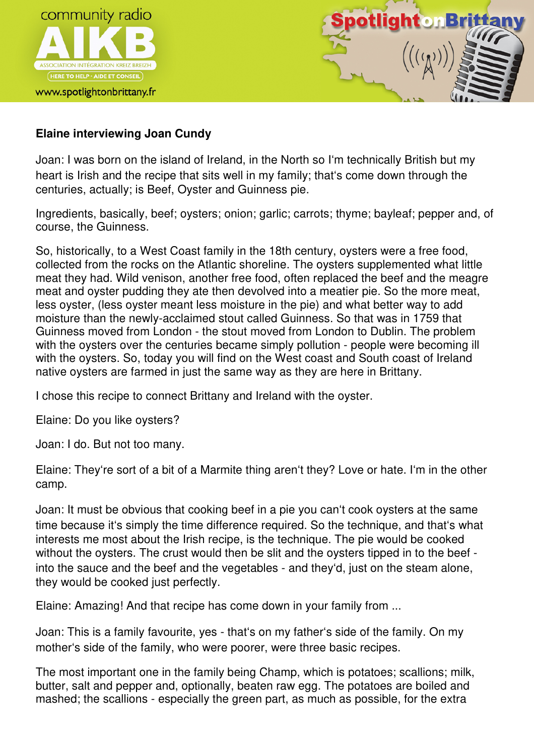**Elaine interviewing Joan Cundy**

Joan: I was born on the island of Ireland, in the North so I‘m technically British but my heart is Irish and the recipe that sits well in my family; that‘s come down through the centuries, actually; is Beef, Oyster and Guinness pie.

Ingredients, basically, beef; oysters; onion; garlic; carrots; thyme; bayleaf; pepper and, of course, the Guinness.

So, historically, to a West Coast family in the 18th century, oysters were a free food, collected from the rocks on the Atlantic shoreline. The oysters supplemented what little meat they had. Wild venison, another free food, often replaced the beef and the meagre meat and oyster pudding they ate then devolved into a meatier pie. So the more meat, less oyster, (less oyster meant less moisture in the pie) and what better way to add moisture than the newly-acclaimed stout called Guinness. So that was in 1759 that Guinness moved from London - the stout moved from London to Dublin. The problem with the oysters over the centuries became simply pollution - people were becoming ill with the oysters. So, today you will find on the West coast and South coast of Ireland native oysters are farmed in just the same way as they are here in Brittany.

I chose this recipe to connect Brittany and Ireland with the oyster.

Elaine: Do you like oysters?

Joan: I do. But not too many.

Elaine: They‘re sort of a bit of a Marmite thing aren‘t they? Love or hate. I‘m in the other camp.

Joan: It must be obvious that cooking beef in a pie you can‘t cook oysters at the same time because it‘s simply the time difference required. So the technique, and that‘s what interests me most about the Irish recipe, is the technique. The pie would be cooked without the oysters. The crust would then be slit and the oysters tipped in to the beef - into the sauce and the beef and the vegetables - and they‘d, just on the steam alone, they would be cooked just perfectly.

Elaine: Amazing! And that recipe has come down in your family from ...

Joan: This is a family favourite, yes - that‘s on my father‘s side of the family. On my mother‘s side of the family, who were poorer, were three basic recipes.

The most important one in the family being Champ, which is potatoes; scallions; milk, butter, salt and pepper and, optionally, beaten raw egg. The potatoes are boiled and mashed; the scallions - especially the green part, as much as possible, for the extra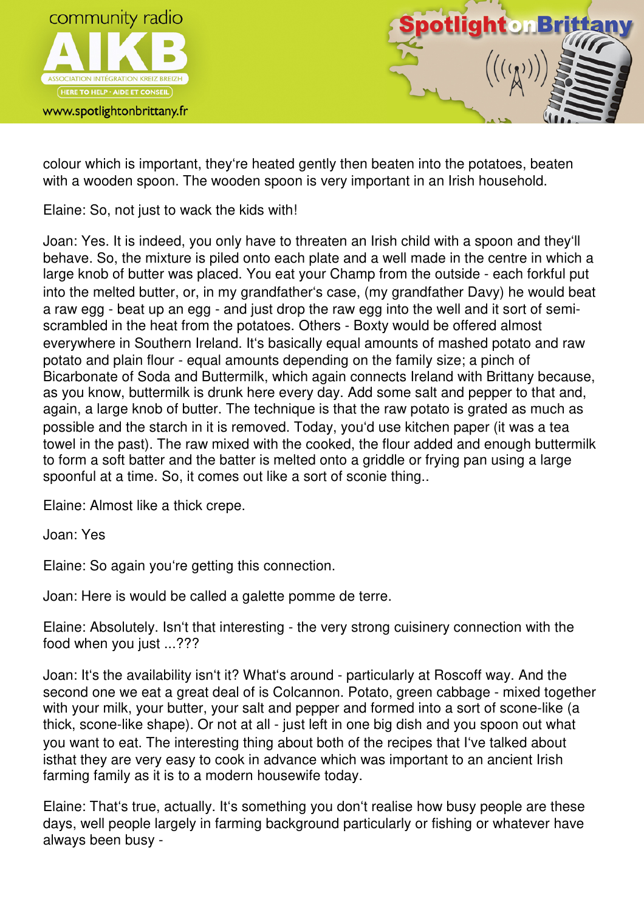colour which is important, they're heated gently then beaten into the potatoes, beaten with a wooden spoon. The wooden spoon is very important in an Irish household.

Elaine: So, not just to wack the kids with!

Joan: Yes. It is indeed, you only have to threaten an Irish child with a spoon and they'll behave. So, the mixture is piled onto each plate and a well made in the centre in which a large knob of butter was placed. You eat your Champ from the outside - each forkful put into the melted butter, or, in my grandfather's case, (my grandfather Davy) he would beat a raw egg - beat up an egg - and just drop the raw egg into the well and it sort of semi-scrambled in the heat from the potatoes. Others - Boxty would be offered almost everywhere in Southern Ireland. It's basically equal amounts of mashed potato and raw potato and plain flour - equal amounts depending on the family size; a pinch of Bicarbonate of Soda and Buttermilk, which again connects Ireland with Brittany because, as you know, buttermilk is drunk here every day. Add some salt and pepper to that and, again, a large knob of butter. The technique is that the raw potato is grated as much as possible and the starch in it is removed. Today, you'd use kitchen paper (it was a tea towel in the past). The raw mixed with the cooked, the flour added and enough buttermilk to form a soft batter and the batter is melted onto a griddle or frying pan using a large spoonful at a time. So, it comes out like a sort of sconie thing..

Elaine: Almost like a thick crepe.

Joan: Yes

Elaine: So again you're getting this connection.

Joan: Here is would be called a galette pomme de terre.

Elaine: Absolutely. Isn't that interesting - the very strong cuisinery connection with the food when you just ...???

Joan: It's the availability isn't it? What's around - particularly at Roscoff way. And the second one we eat a great deal of is Colcannon. Potato, green cabbage - mixed together with your milk, your butter, your salt and pepper and formed into a sort of scone-like (a thick, scone-like shape). Or not at all - just left in one big dish and you spoon out what you want to eat. The interesting thing about both of the recipes that I've talked about isthat they are very easy to cook in advance which was important to an ancient Irish farming family as it is to a modern housewife today.

Elaine: That's true, actually. It's something you don't realise how busy people are these days, well people largely in farming background particularly or fishing or whatever have always been busy -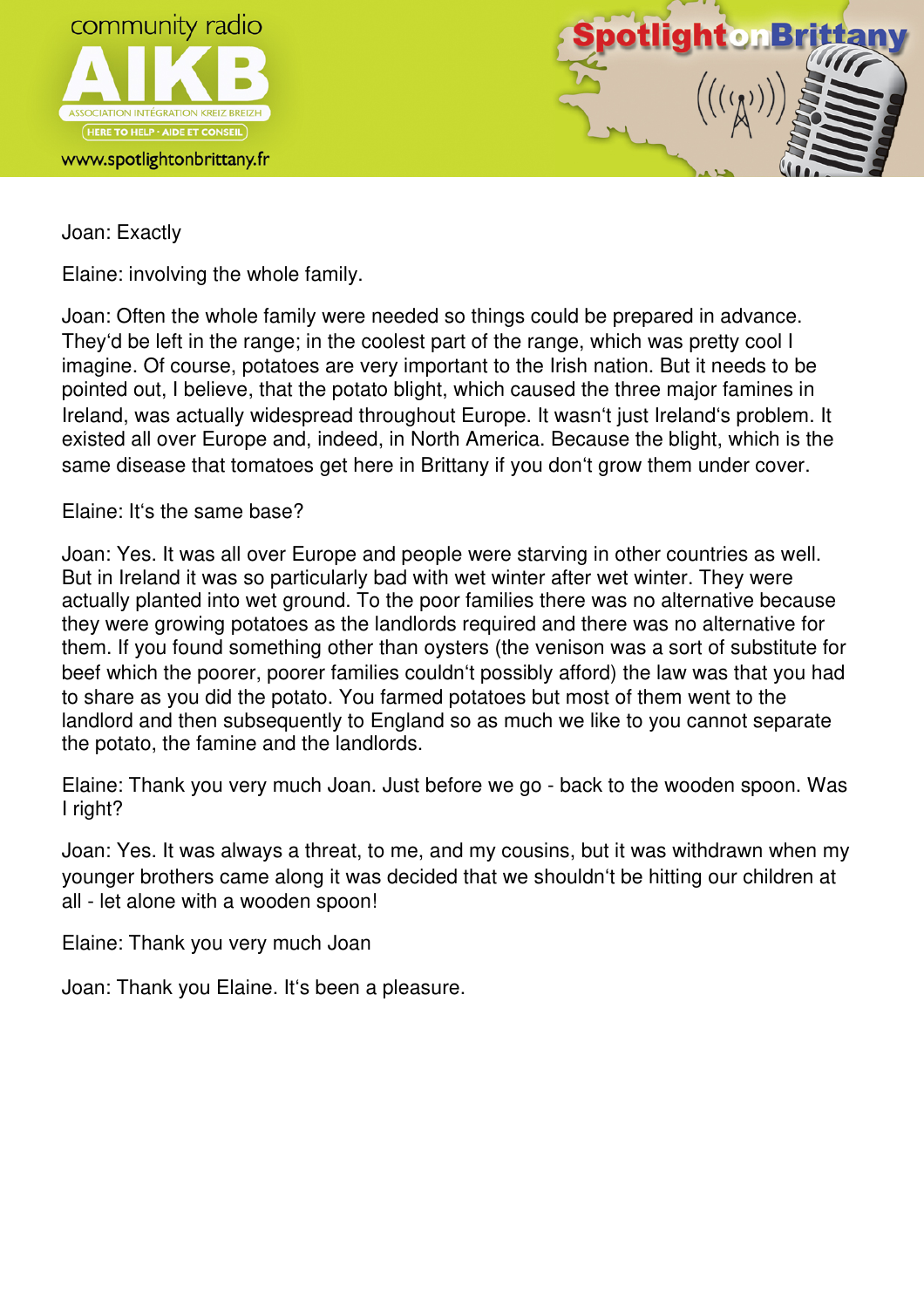Joan: Exactly

Elaine: involving the whole family.

Joan: Often the whole family were needed so things could be prepared in advance. They‘d be left in the range; in the coolest part of the range, which was pretty cool I imagine. Of course, potatoes are very important to the Irish nation. But it needs to be pointed out, I believe, that the potato blight, which caused the three major famines in Ireland, was actually widespread throughout Europe. It wasn‘t just Ireland‘s problem. It existed all over Europe and, indeed, in North America. Because the blight, which is the same disease that tomatoes get here in Brittany if you don‘t grow them under cover.

Elaine: It‘s the same base?

Joan: Yes. It was all over Europe and people were starving in other countries as well. But in Ireland it was so particularly bad with wet winter after wet winter. They were actually planted into wet ground. To the poor families there was no alternative because they were growing potatoes as the landlords required and there was no alternative for them. If you found something other than oysters (the venison was a sort of substitute for beef which the poorer, poorer families couldn‘t possibly afford) the law was that you had to share as you did the potato. You farmed potatoes but most of them went to the landlord and then subsequently to England so as much we like to you cannot separate the potato, the famine and the landlords.

Elaine: Thank you very much Joan. Just before we go - back to the wooden spoon. Was I right?

Joan: Yes. It was always a threat, to me, and my cousins, but it was withdrawn when my younger brothers came along it was decided that we shouldn‘t be hitting our children at all - let alone with a wooden spoon!

Elaine: Thank you very much Joan

Joan: Thank you Elaine. It‘s been a pleasure.